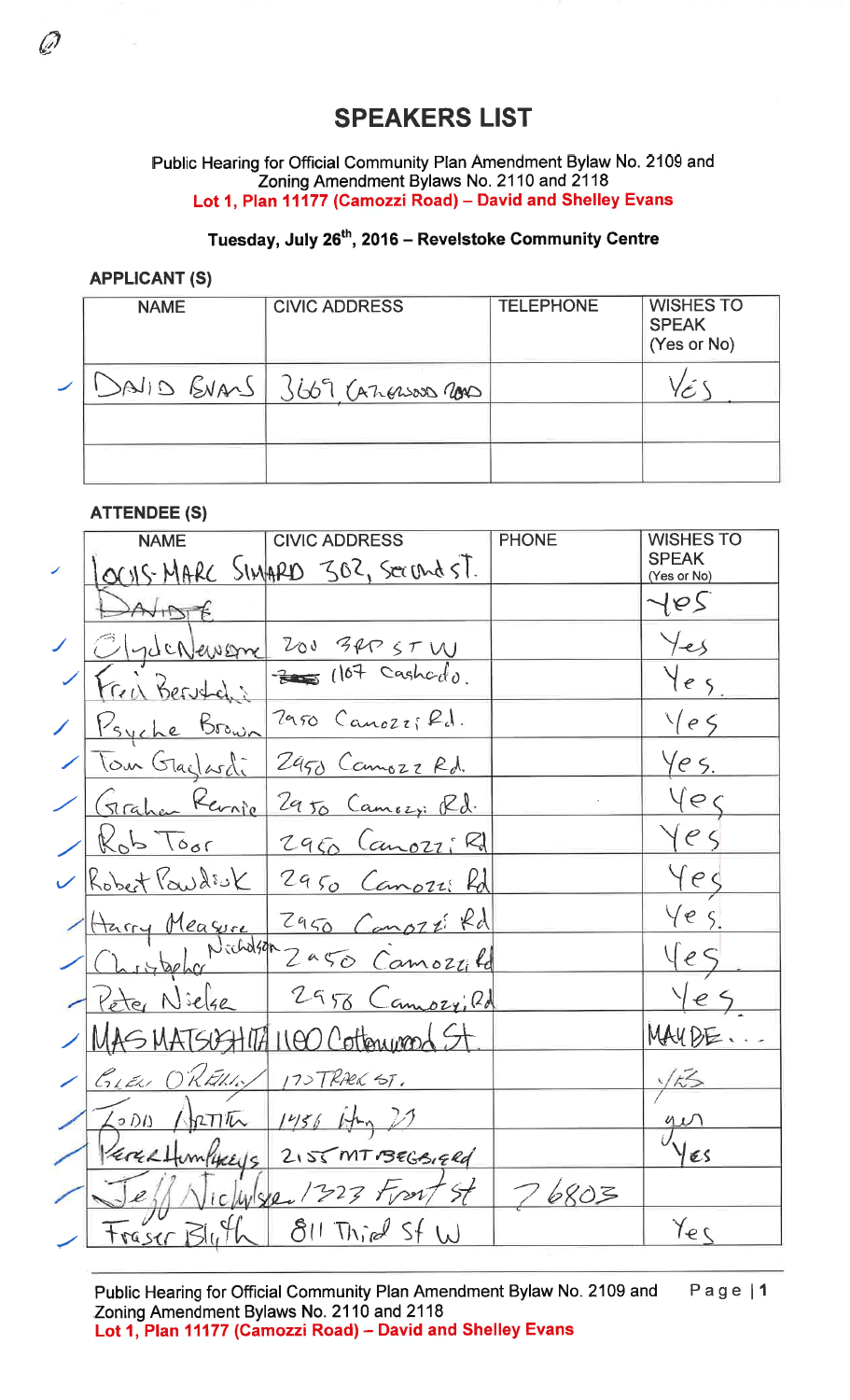# SPEAKERS LIST

Public Hearing for Official Community Plan Amendment Bylaw No. 2109 and Zoning Amendment Bylaws No. 2110 and 2118
**Lot 1, Plan 11177 (Camozzi Road) – David and Shelley Evans**

**Tuesday, July 26th, 2016 – Revelstoke Community Centre**

**APPLICANT (S)**

| NAME | CIVIC ADDRESS | TELEPHONE | WISHES TO SPEAK (Yes or No) |
|---|---|---|---|
| DAVID EVANS | 3669 CATHERWOOD ROAD | | YES |
| | | | |
| | | | |

**ATTENDEE (S)**

| NAME | CIVIC ADDRESS | PHONE | WISHES TO SPEAK (Yes or No) |
|---|---|---|---|
| LOUIS-MARC SIMARD | 302, Second ST. | | |
| ~~DAVID E~~ | | | Yes |
| Clyde Newsome | 200 3RD ST W | | Yes |
| Fred Beruteli | 1107 Cashato. | | Yes. |
| Psyche Brown | 2950 Camozzi Rd. | | Yes |
| Tom Gagliardi | 2950 Camozzi Rd. | | Yes. |
| Graham Rennie | 2950 Camozzi Rd. | | Yes |
| Rob Toor | 2950 Camozzi Rd | | Yes |
| Robert Pawlosk | 2950 Camozzi Rd | | Yes |
| Harry Measure | 2950 Camozzi Rd | | Yes. |
| Christopher Nicholson | 2950 Camozzi Rd | | Yes |
| Peter Nielsen | 2950 Camozzi Rd | | Yes |
| MAS MATSUSHITA | 1100 Cottonwood St. | | MAYBE... |
| GLEN O'REILLY | 1170 TRACK ST. | | YES |
| TODD HARTIN | 1456 Hwy 23 | | yes |
| Peter Humphreys | 2155 MT BEGBIE Rd | | Yes |
| Jeff Nicholson | 1323 Front St | 76803 | |
| Fraser Blyth | 811 Third St W | | Yes |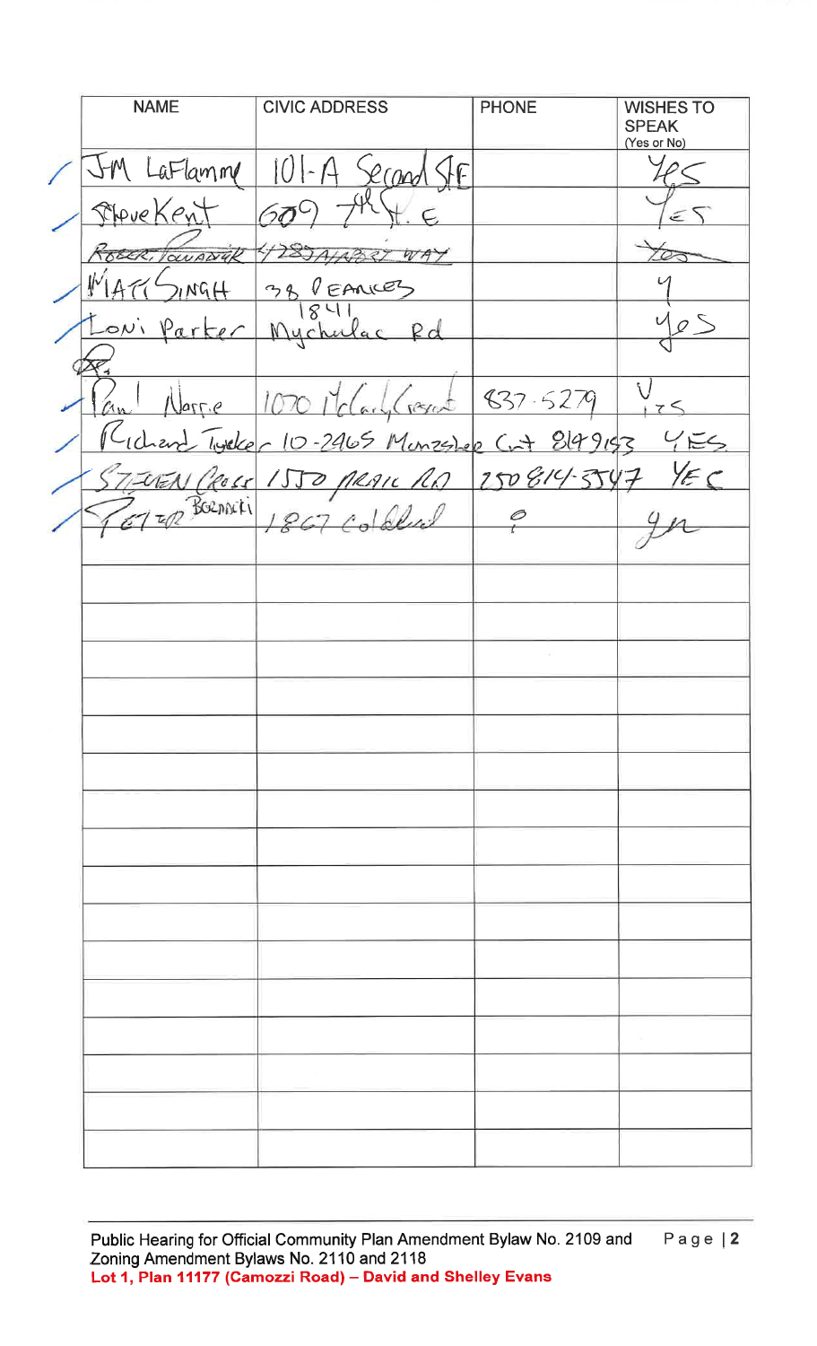| NAME | CIVIC ADDRESS | PHONE | WISHES TO SPEAK (Yes or No) |
|---|---|---|---|
| Jim LaFlamme | 101-A Second St E | | Yes |
| Steve Kent | 609 7th St. E | | Yes |
| ~~Robert Tovanak~~ | ~~4283 Anzbert Way~~ | | ~~Yes~~ |
| Matt Singh | 38 Pearce | | Y |
| Loni Parker | 1841 Mychaluk Rd | | Yes |
| ~~Pet~~ | | | |
| Paul Norrie | 1070 McCarthy Crescent | 837-5279 | Yes |
| Richard Tucker | 10-2465 Menzies Crt | 8149153 | YES |
| Steven Cross | 1550 Prairie Rd | 250 814-3547 | YES |
| Peter Bozniki | 1867 Coldwell | ? | yn |
| | | | |
| | | | |
| | | | |
| | | | |
| | | | |
| | | | |
| | | | |
| | | | |
| | | | |
| | | | |
| | | | |
| | | | |
| | | | |
| | | | |

Public Hearing for Official Community Plan Amendment Bylaw No. 2109 and Zoning Amendment Bylaws No. 2110 and 2118
**Lot 1, Plan 11177 (Camozzi Road) – David and Shelley Evans**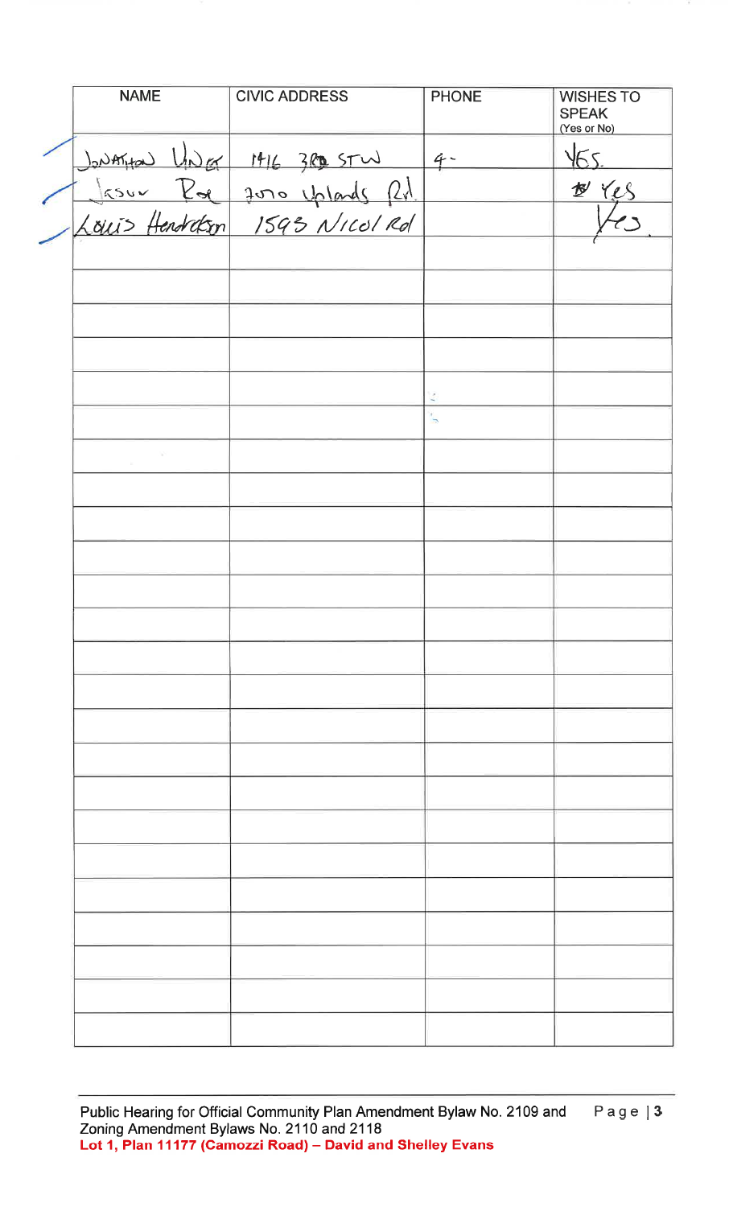| NAME | CIVIC ADDRESS | PHONE | WISHES TO SPEAK (Yes or No) |
| --- | --- | --- | --- |
| Jonathan Unger | 1416 3RD ST W | 4- | YES. |
| Jason Roe | 7070 Uplands Rd. | | Yes |
| Louis Hendrickson | 1593 Nicol Rd | | Yes |
| | | | |
| | | | |
| | | | |
| | | | |
| | | | |
| | | | |
| | | | |
| | | | |
| | | | |
| | | | |
| | | | |
| | | | |
| | | | |
| | | | |
| | | | |
| | | | |
| | | | |
| | | | |
| | | | |
| | | | |
| | | | |
| | | | |
| | | | |

Public Hearing for Official Community Plan Amendment Bylaw No. 2109 and Zoning Amendment Bylaws No. 2110 and 2118
**Lot 1, Plan 11177 (Camozzi Road) – David and Shelley Evans**